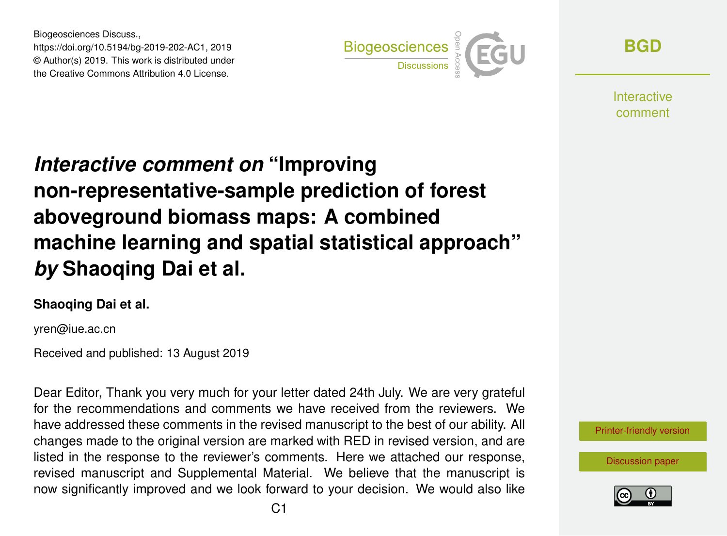Biogeosciences Discuss.,
https://doi.org/10.5194/bg-2019-202-AC1, 2019
© Author(s) 2019. This work is distributed under
the Creative Commons Attribution 4.0 License.

# *Interactive comment on* "Improving non-representative-sample prediction of forest aboveground biomass maps: A combined machine learning and spatial statistical approach" *by* Shaoqing Dai et al.

**Shaoqing Dai et al.**

yren@iue.ac.cn

Received and published: 13 August 2019

Dear Editor, Thank you very much for your letter dated 24th July. We are very grateful for the recommendations and comments we have received from the reviewers. We have addressed these comments in the revised manuscript to the best of our ability. All changes made to the original version are marked with RED in revised version, and are listed in the response to the reviewer's comments. Here we attached our response, revised manuscript and Supplemental Material. We believe that the manuscript is now significantly improved and we look forward to your decision. We would also like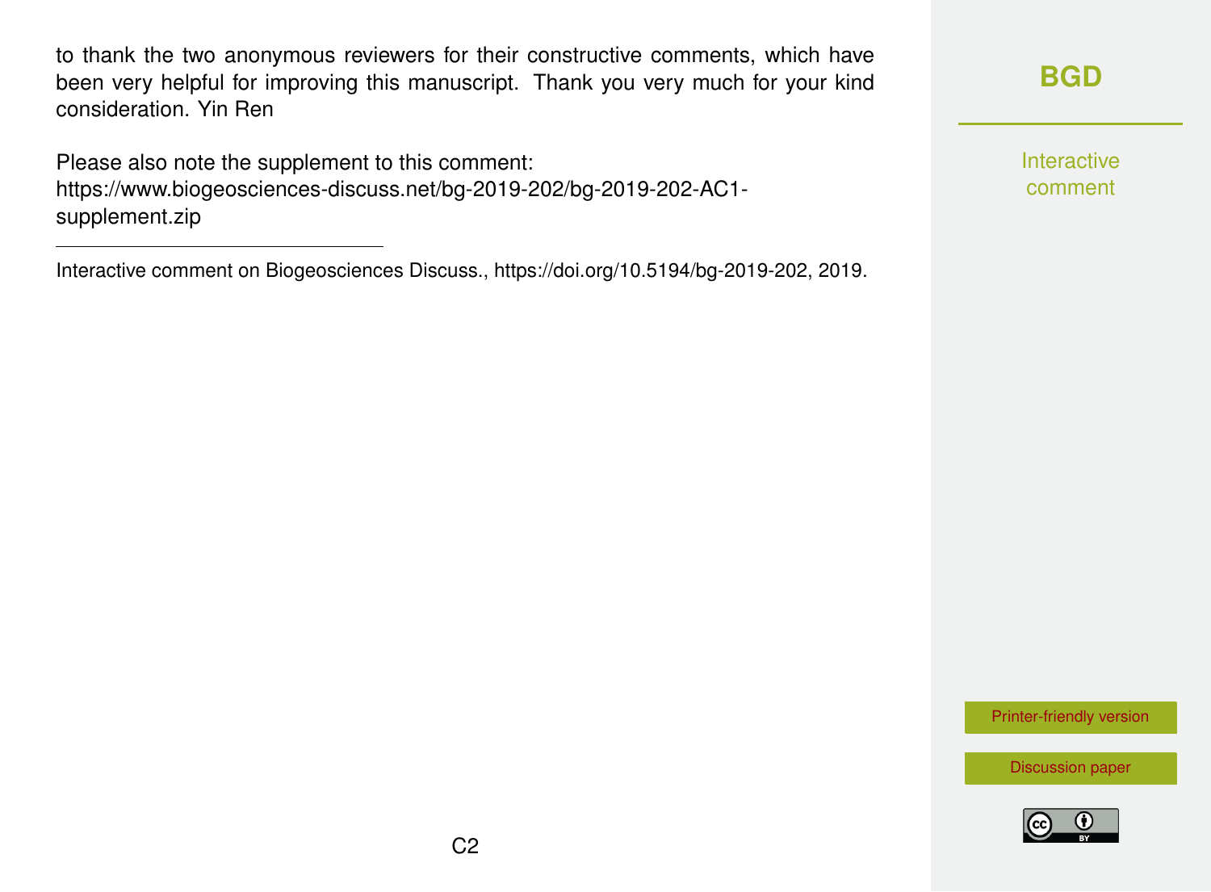to thank the two anonymous reviewers for their constructive comments, which have been very helpful for improving this manuscript. Thank you very much for your kind consideration. Yin Ren

Please also note the supplement to this comment:
https://www.biogeosciences-discuss.net/bg-2019-202/bg-2019-202-AC1-supplement.zip

---

Interactive comment on Biogeosciences Discuss., https://doi.org/10.5194/bg-2019-202, 2019.